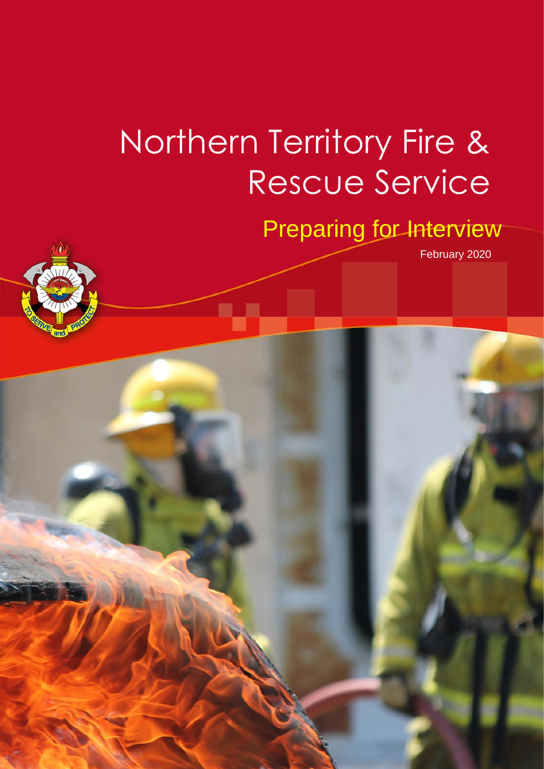# Northern Territory Fire & Rescue Service

## Preparing for Interview

February 2020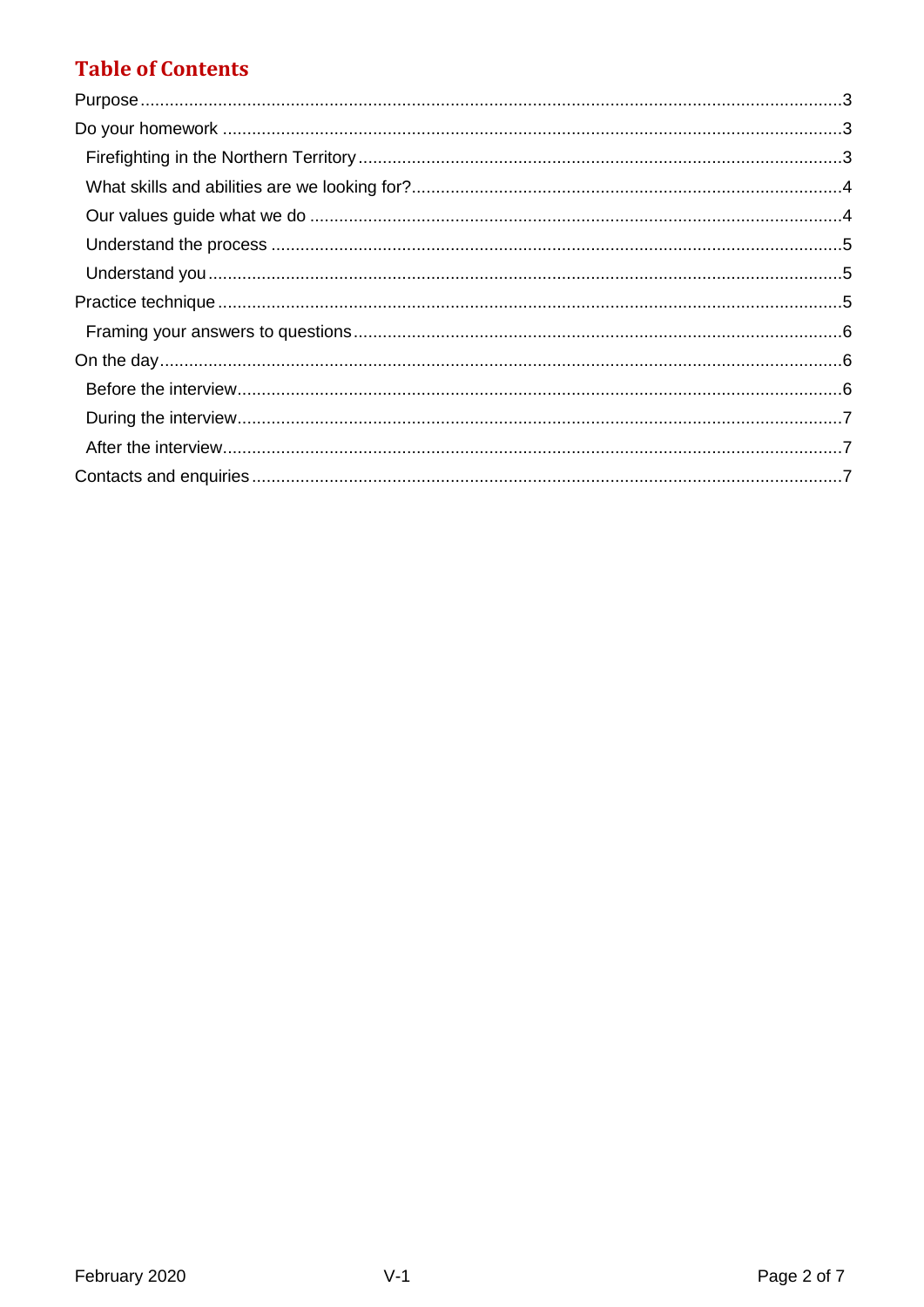## Table of Contents

- Purpose ........ 3
- Do your homework ........ 3
  - Firefighting in the Northern Territory ........ 3
  - What skills and abilities are we looking for? ........ 4
  - Our values guide what we do ........ 4
  - Understand the process ........ 5
  - Understand you ........ 5
- Practice technique ........ 5
  - Framing your answers to questions ........ 6
- On the day ........ 6
  - Before the interview ........ 6
  - During the interview ........ 7
  - After the interview ........ 7
- Contacts and enquiries ........ 7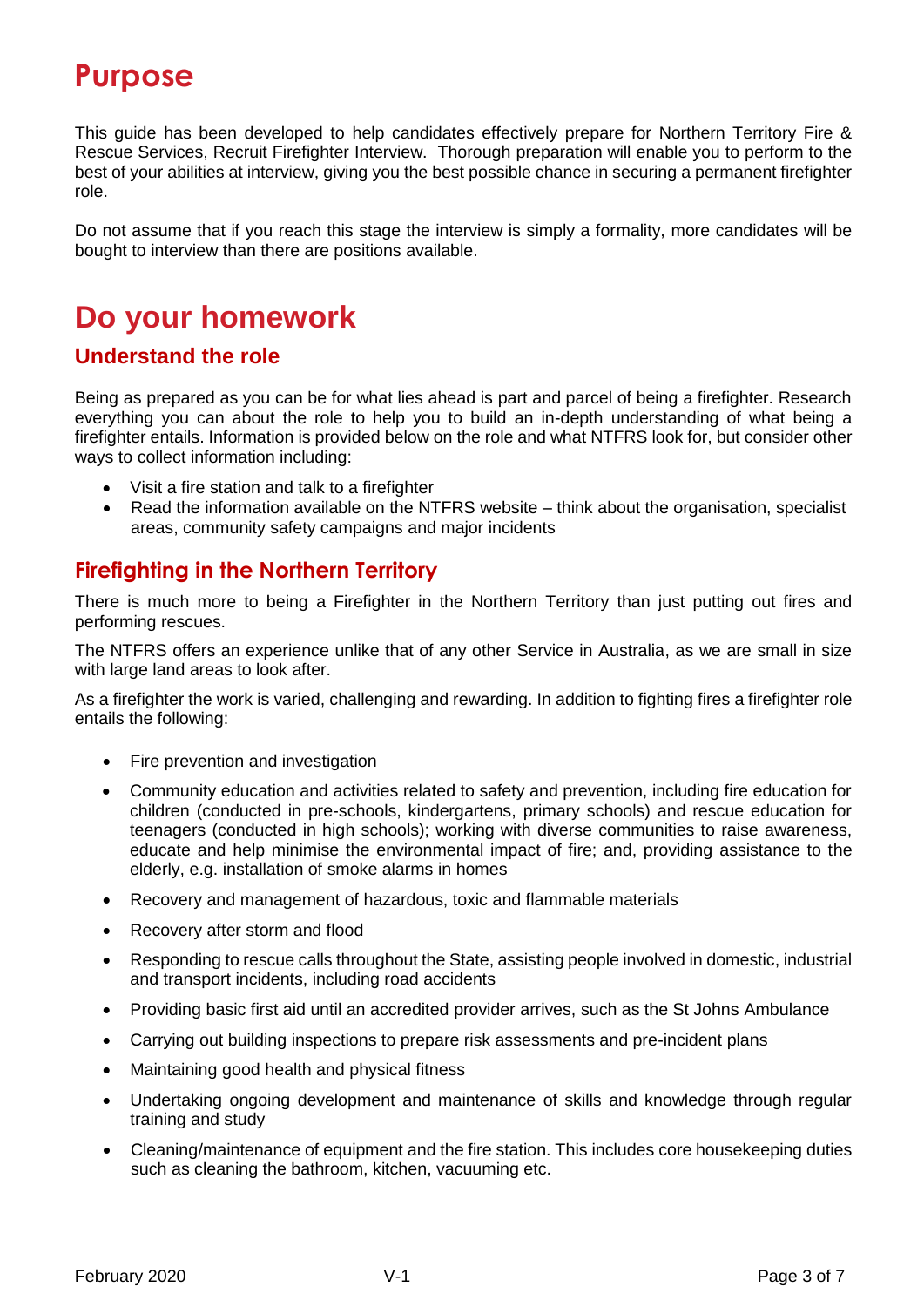# Purpose

This guide has been developed to help candidates effectively prepare for Northern Territory Fire & Rescue Services, Recruit Firefighter Interview. Thorough preparation will enable you to perform to the best of your abilities at interview, giving you the best possible chance in securing a permanent firefighter role.

Do not assume that if you reach this stage the interview is simply a formality, more candidates will be bought to interview than there are positions available.

# Do your homework

## Understand the role

Being as prepared as you can be for what lies ahead is part and parcel of being a firefighter. Research everything you can about the role to help you to build an in-depth understanding of what being a firefighter entails. Information is provided below on the role and what NTFRS look for, but consider other ways to collect information including:

- Visit a fire station and talk to a firefighter
- Read the information available on the NTFRS website – think about the organisation, specialist areas, community safety campaigns and major incidents

## Firefighting in the Northern Territory

There is much more to being a Firefighter in the Northern Territory than just putting out fires and performing rescues.

The NTFRS offers an experience unlike that of any other Service in Australia, as we are small in size with large land areas to look after.

As a firefighter the work is varied, challenging and rewarding. In addition to fighting fires a firefighter role entails the following:

- Fire prevention and investigation
- Community education and activities related to safety and prevention, including fire education for children (conducted in pre-schools, kindergartens, primary schools) and rescue education for teenagers (conducted in high schools); working with diverse communities to raise awareness, educate and help minimise the environmental impact of fire; and, providing assistance to the elderly, e.g. installation of smoke alarms in homes
- Recovery and management of hazardous, toxic and flammable materials
- Recovery after storm and flood
- Responding to rescue calls throughout the State, assisting people involved in domestic, industrial and transport incidents, including road accidents
- Providing basic first aid until an accredited provider arrives, such as the St Johns Ambulance
- Carrying out building inspections to prepare risk assessments and pre-incident plans
- Maintaining good health and physical fitness
- Undertaking ongoing development and maintenance of skills and knowledge through regular training and study
- Cleaning/maintenance of equipment and the fire station. This includes core housekeeping duties such as cleaning the bathroom, kitchen, vacuuming etc.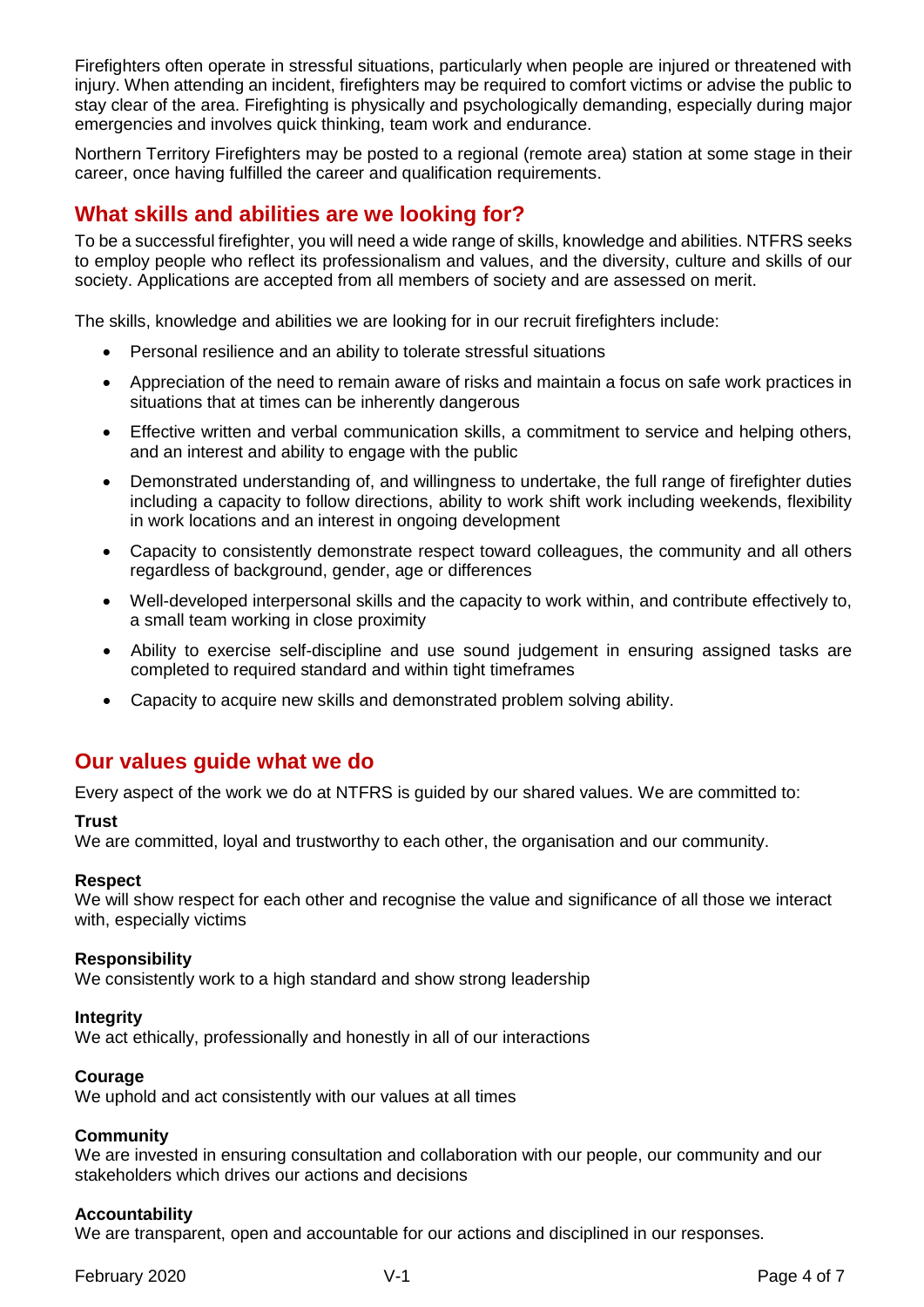Firefighters often operate in stressful situations, particularly when people are injured or threatened with injury. When attending an incident, firefighters may be required to comfort victims or advise the public to stay clear of the area. Firefighting is physically and psychologically demanding, especially during major emergencies and involves quick thinking, team work and endurance.

Northern Territory Firefighters may be posted to a regional (remote area) station at some stage in their career, once having fulfilled the career and qualification requirements.

## What skills and abilities are we looking for?

To be a successful firefighter, you will need a wide range of skills, knowledge and abilities. NTFRS seeks to employ people who reflect its professionalism and values, and the diversity, culture and skills of our society. Applications are accepted from all members of society and are assessed on merit.

The skills, knowledge and abilities we are looking for in our recruit firefighters include:

- Personal resilience and an ability to tolerate stressful situations
- Appreciation of the need to remain aware of risks and maintain a focus on safe work practices in situations that at times can be inherently dangerous
- Effective written and verbal communication skills, a commitment to service and helping others, and an interest and ability to engage with the public
- Demonstrated understanding of, and willingness to undertake, the full range of firefighter duties including a capacity to follow directions, ability to work shift work including weekends, flexibility in work locations and an interest in ongoing development
- Capacity to consistently demonstrate respect toward colleagues, the community and all others regardless of background, gender, age or differences
- Well-developed interpersonal skills and the capacity to work within, and contribute effectively to, a small team working in close proximity
- Ability to exercise self-discipline and use sound judgement in ensuring assigned tasks are completed to required standard and within tight timeframes
- Capacity to acquire new skills and demonstrated problem solving ability.

## Our values guide what we do

Every aspect of the work we do at NTFRS is guided by our shared values. We are committed to:

**Trust**
We are committed, loyal and trustworthy to each other, the organisation and our community.

**Respect**
We will show respect for each other and recognise the value and significance of all those we interact with, especially victims

**Responsibility**
We consistently work to a high standard and show strong leadership

**Integrity**
We act ethically, professionally and honestly in all of our interactions

**Courage**
We uphold and act consistently with our values at all times

**Community**
We are invested in ensuring consultation and collaboration with our people, our community and our stakeholders which drives our actions and decisions

**Accountability**
We are transparent, open and accountable for our actions and disciplined in our responses.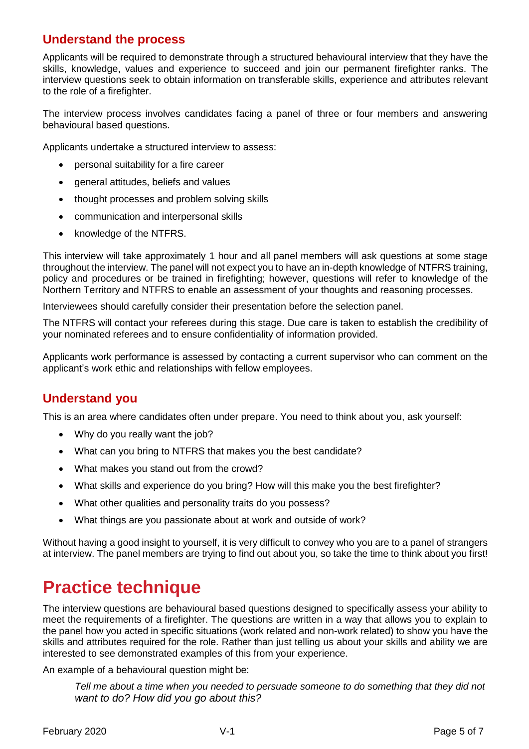## Understand the process

Applicants will be required to demonstrate through a structured behavioural interview that they have the skills, knowledge, values and experience to succeed and join our permanent firefighter ranks. The interview questions seek to obtain information on transferable skills, experience and attributes relevant to the role of a firefighter.

The interview process involves candidates facing a panel of three or four members and answering behavioural based questions.

Applicants undertake a structured interview to assess:

- personal suitability for a fire career
- general attitudes, beliefs and values
- thought processes and problem solving skills
- communication and interpersonal skills
- knowledge of the NTFRS.

This interview will take approximately 1 hour and all panel members will ask questions at some stage throughout the interview. The panel will not expect you to have an in-depth knowledge of NTFRS training, policy and procedures or be trained in firefighting; however, questions will refer to knowledge of the Northern Territory and NTFRS to enable an assessment of your thoughts and reasoning processes.

Interviewees should carefully consider their presentation before the selection panel.

The NTFRS will contact your referees during this stage. Due care is taken to establish the credibility of your nominated referees and to ensure confidentiality of information provided.

Applicants work performance is assessed by contacting a current supervisor who can comment on the applicant's work ethic and relationships with fellow employees.

## Understand you

This is an area where candidates often under prepare. You need to think about you, ask yourself:

- Why do you really want the job?
- What can you bring to NTFRS that makes you the best candidate?
- What makes you stand out from the crowd?
- What skills and experience do you bring? How will this make you the best firefighter?
- What other qualities and personality traits do you possess?
- What things are you passionate about at work and outside of work?

Without having a good insight to yourself, it is very difficult to convey who you are to a panel of strangers at interview. The panel members are trying to find out about you, so take the time to think about you first!

# Practice technique

The interview questions are behavioural based questions designed to specifically assess your ability to meet the requirements of a firefighter. The questions are written in a way that allows you to explain to the panel how you acted in specific situations (work related and non-work related) to show you have the skills and attributes required for the role. Rather than just telling us about your skills and ability we are interested to see demonstrated examples of this from your experience.

An example of a behavioural question might be:

> *Tell me about a time when you needed to persuade someone to do something that they did not want to do? How did you go about this?*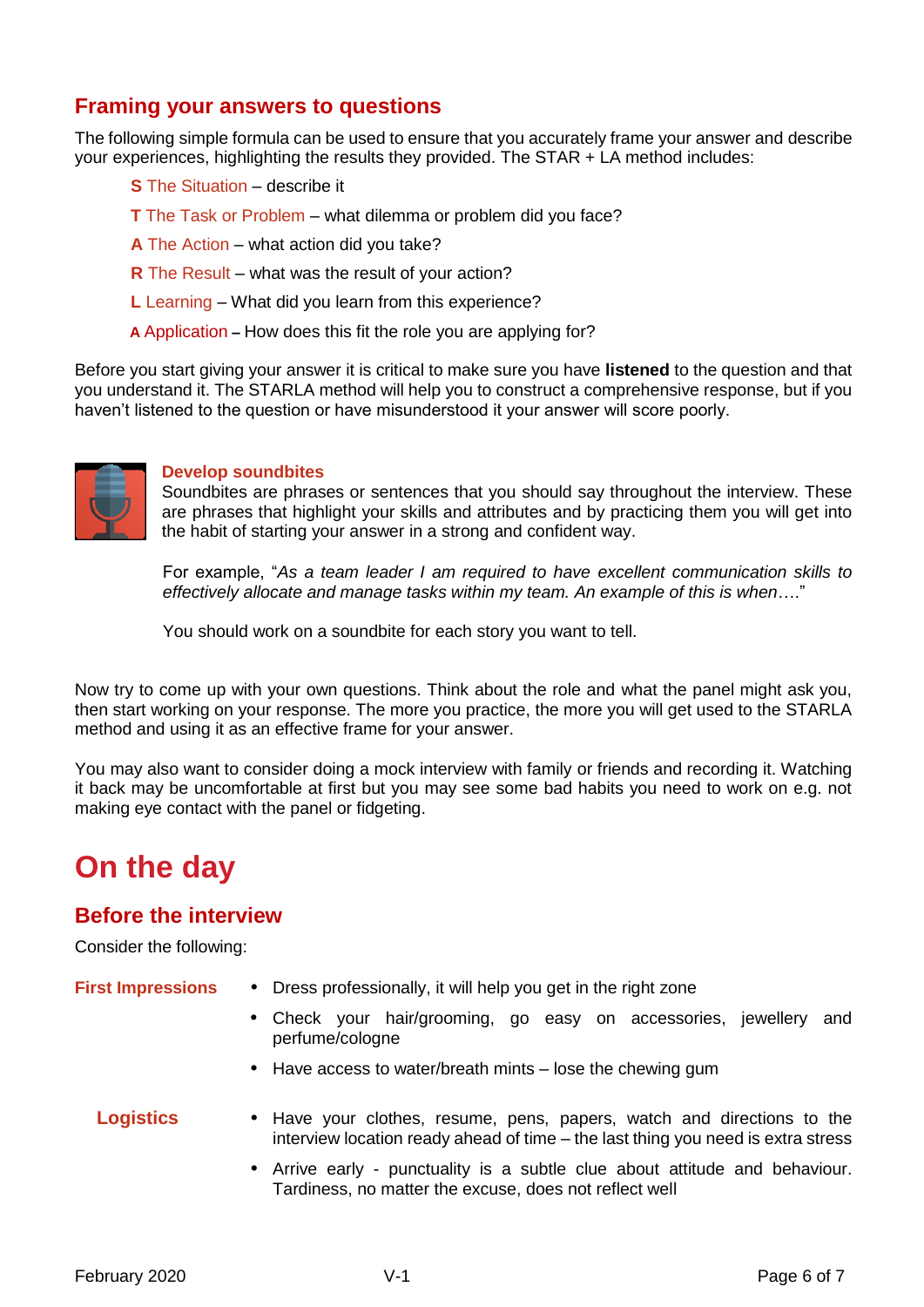## Framing your answers to questions

The following simple formula can be used to ensure that you accurately frame your answer and describe your experiences, highlighting the results they provided. The STAR + LA method includes:

- **S** The Situation – describe it
- **T** The Task or Problem – what dilemma or problem did you face?
- **A** The Action – what action did you take?
- **R** The Result – what was the result of your action?
- **L** Learning – What did you learn from this experience?
- **A** Application – How does this fit the role you are applying for?

Before you start giving your answer it is critical to make sure you have **listened** to the question and that you understand it. The STARLA method will help you to construct a comprehensive response, but if you haven't listened to the question or have misunderstood it your answer will score poorly.

### Develop soundbites

Soundbites are phrases or sentences that you should say throughout the interview. These are phrases that highlight your skills and attributes and by practicing them you will get into the habit of starting your answer in a strong and confident way.

For example, "*As a team leader I am required to have excellent communication skills to effectively allocate and manage tasks within my team. An example of this is when….*"

You should work on a soundbite for each story you want to tell.

Now try to come up with your own questions. Think about the role and what the panel might ask you, then start working on your response. The more you practice, the more you will get used to the STARLA method and using it as an effective frame for your answer.

You may also want to consider doing a mock interview with family or friends and recording it. Watching it back may be uncomfortable at first but you may see some bad habits you need to work on e.g. not making eye contact with the panel or fidgeting.

# On the day

## Before the interview

Consider the following:

**First Impressions**

- Dress professionally, it will help you get in the right zone
- Check your hair/grooming, go easy on accessories, jewellery and perfume/cologne
- Have access to water/breath mints – lose the chewing gum

**Logistics**

- Have your clothes, resume, pens, papers, watch and directions to the interview location ready ahead of time – the last thing you need is extra stress
- Arrive early - punctuality is a subtle clue about attitude and behaviour. Tardiness, no matter the excuse, does not reflect well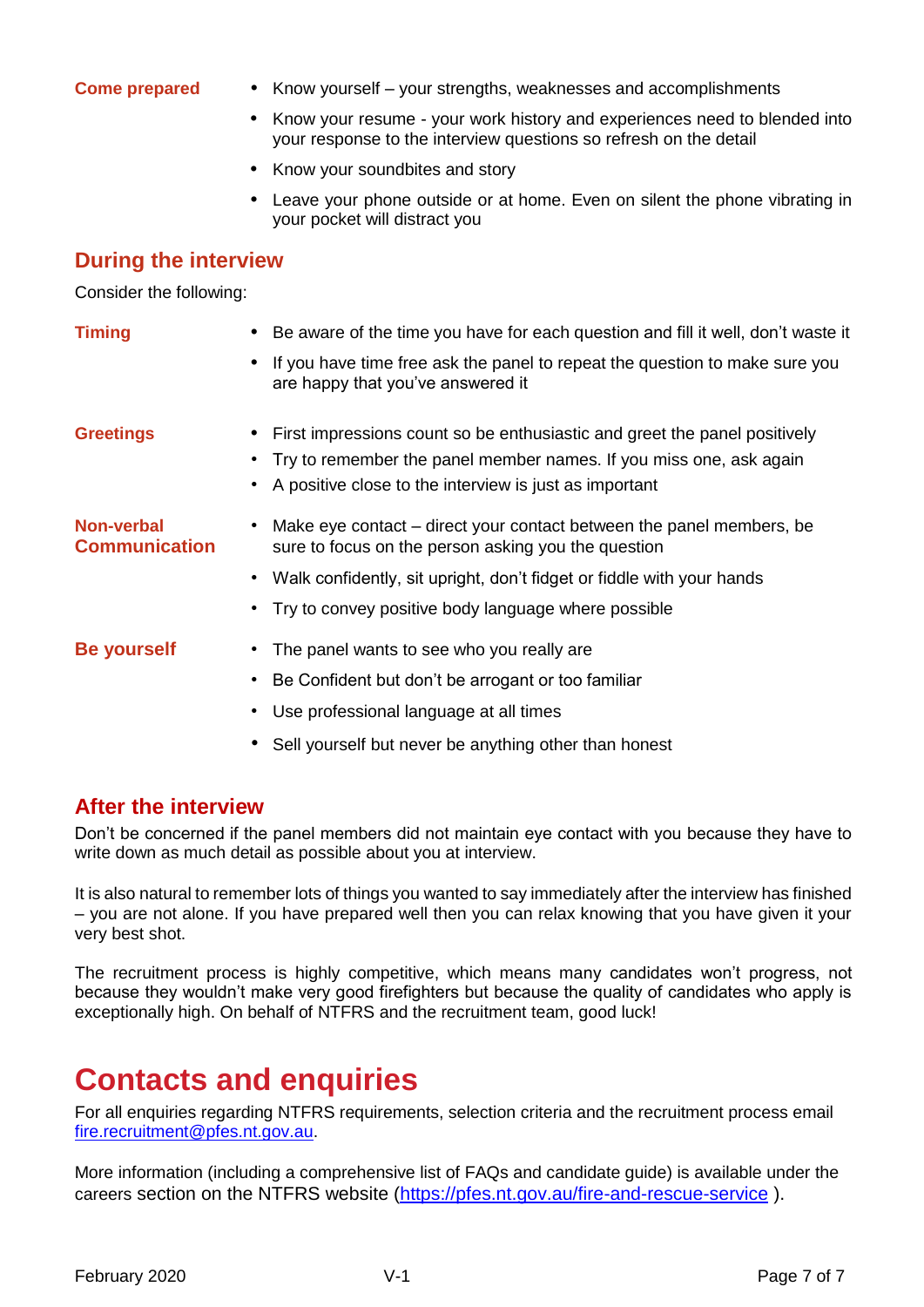**Come prepared**

- Know yourself – your strengths, weaknesses and accomplishments
- Know your resume - your work history and experiences need to blended into your response to the interview questions so refresh on the detail
- Know your soundbites and story
- Leave your phone outside or at home. Even on silent the phone vibrating in your pocket will distract you

## During the interview

Consider the following:

**Timing**

- Be aware of the time you have for each question and fill it well, don't waste it
- If you have time free ask the panel to repeat the question to make sure you are happy that you've answered it

**Greetings**

- First impressions count so be enthusiastic and greet the panel positively
- Try to remember the panel member names. If you miss one, ask again
- A positive close to the interview is just as important

**Non-verbal Communication**

- Make eye contact – direct your contact between the panel members, be sure to focus on the person asking you the question
- Walk confidently, sit upright, don't fidget or fiddle with your hands
- Try to convey positive body language where possible

**Be yourself**

- The panel wants to see who you really are
- Be Confident but don't be arrogant or too familiar
- Use professional language at all times
- Sell yourself but never be anything other than honest

## After the interview

Don't be concerned if the panel members did not maintain eye contact with you because they have to write down as much detail as possible about you at interview.

It is also natural to remember lots of things you wanted to say immediately after the interview has finished – you are not alone. If you have prepared well then you can relax knowing that you have given it your very best shot.

The recruitment process is highly competitive, which means many candidates won't progress, not because they wouldn't make very good firefighters but because the quality of candidates who apply is exceptionally high. On behalf of NTFRS and the recruitment team, good luck!

# Contacts and enquiries

For all enquiries regarding NTFRS requirements, selection criteria and the recruitment process email fire.recruitment@pfes.nt.gov.au.

More information (including a comprehensive list of FAQs and candidate guide) is available under the careers section on the NTFRS website (https://pfes.nt.gov.au/fire-and-rescue-service ).